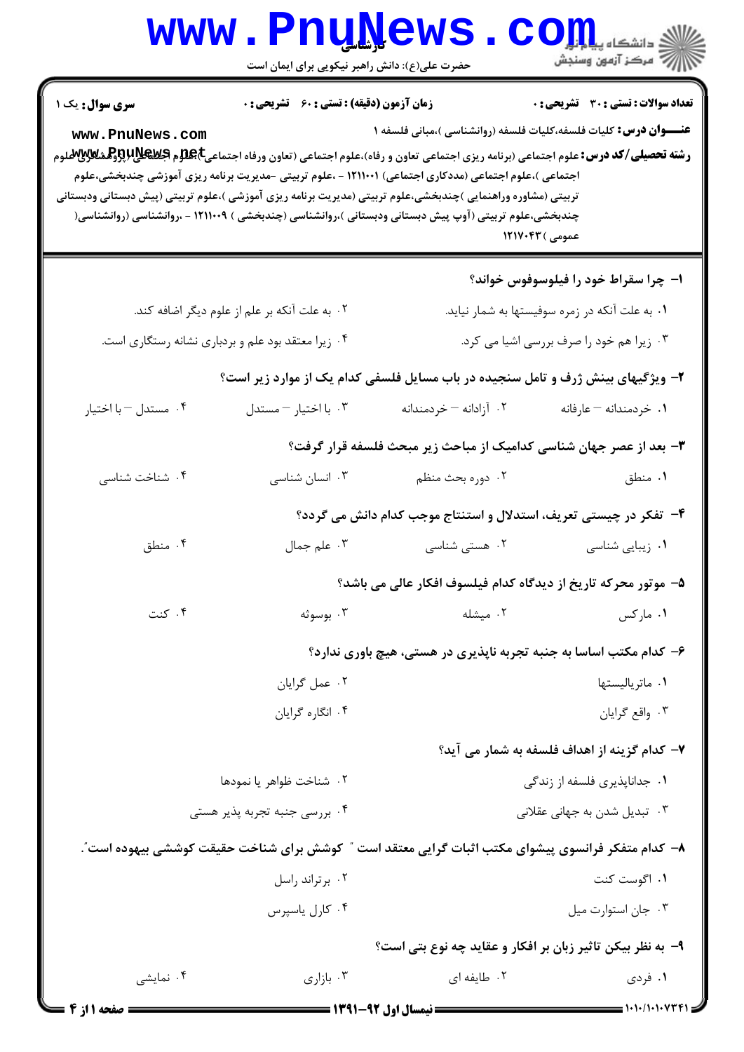**سری سوال:** یک ۱

**زمان آزمون (دقیقه) : تستی : ۶۰ تشریحی : ۰**

**تعداد سوالات : تستی : ۳۰ تشریحی : ۰**

**عنـــوان درس:** کلیات فلسفه،کلیات فلسفه (روانشناسی )،مبانی فلسفه ۱

**رشته تحصیلی/کد درس:** علوم اجتماعی (برنامه ریزی اجتماعی تعاون و رفاه)،علوم اجتماعی (تعاون ورفاه اجتماعی )،علوم اجتماعی (پژوهشگری علوم اجتماعی )،علوم اجتماعی (مددکاری اجتماعی) ۱۲۱۱۰۰۱ - ،علوم تربیتی -مدیریت برنامه ریزی آموزشی چندبخشی،علوم تربیتی (مشاوره وراهنمایی )چندبخشی،علوم تربیتی (مدیریت برنامه ریزی آموزشی )،علوم تربیتی (پیش دبستانی ودبستانی چندبخشی،علوم تربیتی (آوپ پیش دبستانی ودبستانی )،روانشناسی (چندبخشی ) ۱۲۱۱۰۰۹ - ،روانشناسی (روانشناسی عمومی ) ۱۲۱۷۰۴۳

۱- چرا سقراط خود را فیلوسوفوس خواند؟

۱. به علت آنکه در زمره سوفیستها به شمار نیاید.

۲. به علت آنکه بر علم از علوم دیگر اضافه کند.

۳. زیرا هم خود را صرف بررسی اشیا می کرد.

۴. زیرا معتقد بود علم و بردباری نشانه رستگاری است.

۲- ویژگیهای بینش ژرف و تامل سنجیده در باب مسایل فلسفی کدام یک از موارد زیر است؟

۱. خردمندانه – عارفانه

۲. آزادانه – خردمندانه

۳. با اختیار – مستدل

۴. مستدل – با اختیار

۳- بعد از عصر جهان شناسی کدامیک از مباحث زیر مبحث فلسفه قرار گرفت؟

۱. منطق

۲. دوره بحث منظم

۳. انسان شناسی

۴. شناخت شناسی

۴- تفکر در چیستی تعریف، استدلال و استنتاج موجب کدام دانش می گردد؟

۱. زیبایی شناسی

۲. هستی شناسی

۳. علم جمال

۴. منطق

۵- موتور محرکه تاریخ از دیدگاه کدام فیلسوف افکار عالی می باشد؟

۱. مارکس

۲. میشله

۳. بوسوئه

۴. کنت

۶- کدام مکتب اساسا به جنبه تجربه ناپذیری در هستی، هیچ باوری ندارد؟

۱. ماتریالیستها

۲. عمل گرایان

۳. واقع گرایان

۴. انگاره گرایان

۷- کدام گزینه از اهداف فلسفه به شمار می آید؟

۱. جداناپذیری فلسفه از زندگی

۲. شناخت ظواهر یا نمودها

۳. تبدیل شدن به جهانی عقلانی

۴. بررسی جنبه تجربه پذیر هستی

۸- کدام متفکر فرانسوی پیشوای مکتب اثبات گرایی معتقد است " کوشش برای شناخت حقیقت کوششی بیهوده است".

۱. اگوست کنت

۲. برتراند راسل

۳. جان استوارت میل

۴. کارل یاسپرس

۹- به نظر بیکن تاثیر زبان بر افکار و عقاید چه نوع بتی است؟

۱. فردی

۲. طایفه ای

۳. بازاری

۴. نمایشی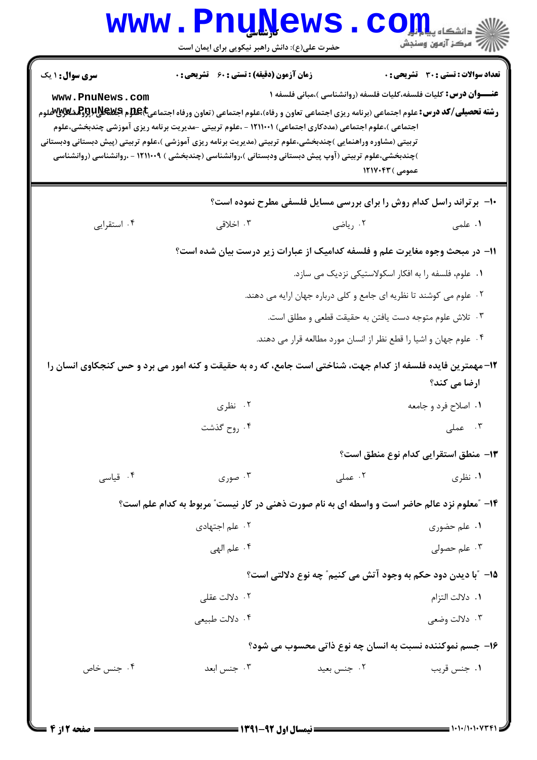**سری سوال:** ۱ یک

**زمان آزمون (دقیقه) : تستی : ۶۰ تشریحی : ۰**

**تعداد سوالات : تستی : ۳۰ تشریحی : ۰**

**عنـــوان درس:** کلیات فلسفه،کلیات فلسفه (روانشناسی )،مبانی فلسفه ۱

**رشته تحصیلی/کد درس:** علوم اجتماعی (برنامه ریزی اجتماعی تعاون و رفاه)،علوم اجتماعی (تعاون ورفاه اجتماعی)،علوم اجتماعی (پژوهشگری علوم اجتماعی )،علوم اجتماعی (مددکاری اجتماعی) ۱۲۱۱۰۰۱ - ،علوم تربیتی -مدیریت برنامه ریزی آموزشی چندبخشی،علوم تربیتی (مشاوره وراهنمایی )چندبخشی،علوم تربیتی (مدیریت برنامه ریزی آموزشی )،علوم تربیتی (پیش دبستانی ودبستانی )چندبخشی،علوم تربیتی (آوپ پیش دبستانی ودبستانی )،روانشناسی (چندبخشی ) ۱۲۱۱۰۰۹ - ،روانشناسی (روانشناسی عمومی ) ۱۲۱۷۰۴۳

---

**۱۰- برتراند راسل کدام روش را برای بررسی مسایل فلسفی مطرح نموده است؟**

۱. علمی
۲. ریاضی
۳. اخلاقی
۴. استقرایی

**۱۱- در مبحث وجوه مغایرت علم و فلسفه کدامیک از عبارات زیر درست بیان شده است؟**

۱. علوم، فلسفه را به افکار اسکولاستیکی نزدیک می سازد.
۲. علوم می کوشند تا نظریه ای جامع و کلی درباره جهان ارایه می دهند.
۳. تلاش علوم متوجه دست یافتن به حقیقت قطعی و مطلق است.
۴. علوم جهان و اشیا را قطع نظر از انسان مورد مطالعه قرار می دهند.

**۱۲- مهمترین فایده فلسفه از کدام جهت، شناختی است جامع، که ره به حقیقت و کنه امور می برد و حس کنجکاوی انسان را ارضا می کند؟**

۱. اصلاح فرد و جامعه
۲. نظری
۳. عملی
۴. روح گذشت

**۱۳- منطق استقرایی کدام نوع منطق است؟**

۱. نظری
۲. عملی
۳. صوری
۴. قیاسی

**۱۴- "معلوم نزد عالم حاضر است و واسطه ای به نام صورت ذهنی در کار نیست" مربوط به کدام علم است؟**

۱. علم حضوری
۲. علم اجتهادی
۳. علم حصولی
۴. علم الهی

**۱۵- "با دیدن دود حکم به وجود آتش می کنیم" چه نوع دلالتی است؟**

۱. دلالت التزام
۲. دلالت عقلی
۳. دلالت وضعی
۴. دلالت طبیعی

**۱۶- جسم نموکننده نسبت به انسان چه نوع ذاتی محسوب می شود؟**

۱. جنس قریب
۲. جنس بعید
۳. جنس ابعد
۴. جنس خاص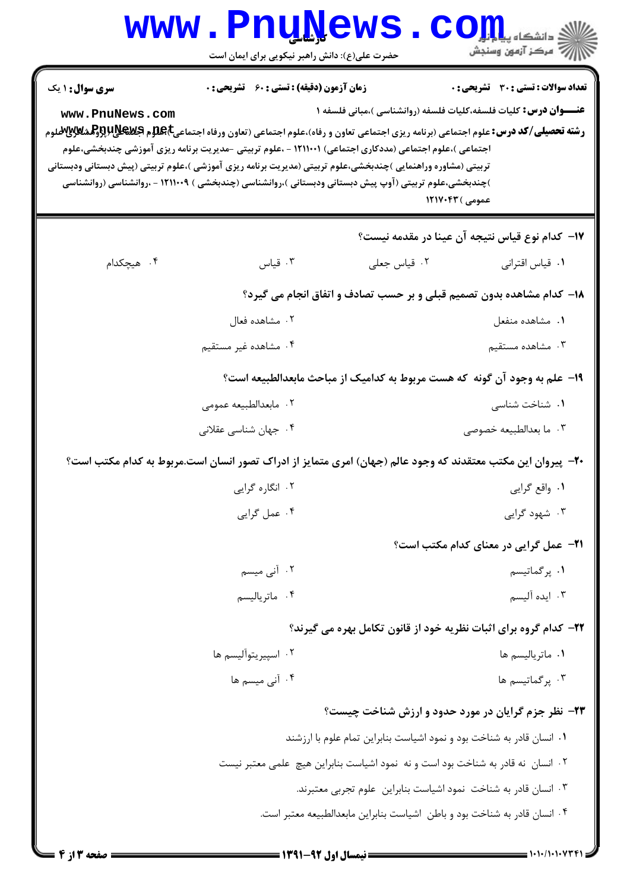**سری سوال:** ۱ یک

**زمان آزمون (دقیقه) : تستی : ۶۰ تشریحی : ۰**

**تعداد سوالات : تستی : ۳۰ تشریحی : ۰**

**عنـــوان درس:** کلیات فلسفه،کلیات فلسفه (روانشناسی )،مبانی فلسفه ۱

**رشته تحصیلی/کد درس:** علوم اجتماعی (برنامه ریزی اجتماعی تعاون و رفاه)،علوم اجتماعی (تعاون ورفاه اجتماعی)،علوم اجتماعی (پژوهشگری علوم اجتماعی )،علوم اجتماعی (مددکاری اجتماعی) ۱۲۱۱۰۰۱ - ،علوم تربیتی -مدیریت برنامه ریزی آموزشی چندبخشی،علوم تربیتی (مشاوره وراهنمایی )چندبخشی،علوم تربیتی (مدیریت برنامه ریزی آموزشی )،علوم تربیتی (پیش دبستانی ودبستانی )چندبخشی،علوم تربیتی (آوپ پیش دبستانی ودبستانی )،روانشناسی (چندبخشی ) ۱۲۱۱۰۰۹ - ،روانشناسی (روانشناسی عمومی ) ۱۲۱۷۰۴۳

۱۷- کدام نوع قیاس نتیجه آن عینا در مقدمه نیست؟

۱. قیاس اقترانی
۲. قیاس جعلی
۳. قیاس
۴. هیچکدام

۱۸- کدام مشاهده بدون تصمیم قبلی و بر حسب تصادف و اتفاق انجام می گیرد؟

۱. مشاهده منفعل
۲. مشاهده فعال
۳. مشاهده مستقیم
۴. مشاهده غیر مستقیم

۱۹- علم به وجود آن گونه که هست مربوط به کدامیک از مباحث مابعدالطبیعه است؟

۱. شناخت شناسی
۲. مابعدالطبیعه عمومی
۳. ما بعدالطبیعه خصوصی
۴. جهان شناسی عقلانی

۲۰- پیروان این مکتب معتقدند که وجود عالم (جهان) امری متمایز از ادراک تصور انسان است.مربوط به کدام مکتب است؟

۱. واقع گرایی
۲. انگاره گرایی
۳. شهود گرایی
۴. عمل گرایی

۲۱- عمل گرایی در معنای کدام مکتب است؟

۱. پرگماتیسم
۲. آنی میسم
۳. ایده آلیسم
۴. ماتریالیسم

۲۲- کدام گروه برای اثبات نظریه خود از قانون تکامل بهره می گیرند؟

۱. ماتریالیسم ها
۲. اسپیریتوآلیسم ها
۳. پرگماتیسم ها
۴. آنی میسم ها

۲۳- نظر جزم گرایان در مورد حدود و ارزش شناخت چیست؟

۱. انسان قادر به شناخت بود و نمود اشیاست بنابراین تمام علوم با ارزشند
۲. انسان نه قادر به شناخت بود است و نه نمود اشیاست بنابراین هیچ علمی معتبر نیست
۳. انسان قادر به شناخت نمود اشیاست بنابراین علوم تجربی معتبرند.
۴. انسان قادر به شناخت بود و باطن اشیاست بنابراین مابعدالطبیعه معتبر است.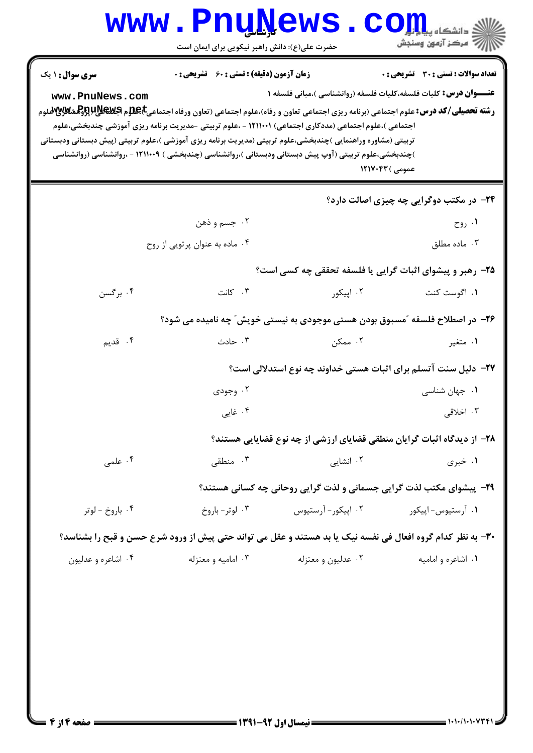**سری سوال:** ۱ یک

**زمان آزمون (دقیقه) : تستی :** ۶۰ **تشریحی :** ۰

**تعداد سوالات : تستی :** ۳۰ **تشریحی :** ۰

**عنـــوان درس:** کلیات فلسفه،کلیات فلسفه (روانشناسی )،مبانی فلسفه ۱

**رشته تحصیلی/کد درس:** علوم اجتماعی (برنامه ریزی اجتماعی تعاون و رفاه)،علوم اجتماعی (تعاون ورفاه اجتماعی )،علوم اجتماعی (پژوهشگری علوم اجتماعی )،علوم اجتماعی (مددکاری اجتماعی) ۱۲۱۱۰۰۱ - ،علوم تربیتی -مدیریت برنامه ریزی آموزشی چندبخشی،علوم تربیتی (مشاوره وراهنمایی )چندبخشی،علوم تربیتی (مدیریت برنامه ریزی آموزشی )،علوم تربیتی (پیش دبستانی ودبستانی )چندبخشی،علوم تربیتی (آوپ پیش دبستانی ودبستانی )،روانشناسی (چندبخشی ) ۱۲۱۱۰۰۹ - ،روانشناسی (روانشناسی عمومی )۱۲۱۷۰۴۳

۲۴- در مکتب دوگرایی چه چیزی اصالت دارد؟

۱. روح

۲. جسم و ذهن

۳. ماده مطلق

۴. ماده به عنوان پرتویی از روح

۲۵- رهبر و پیشوای اثبات گرایی یا فلسفه تحققی چه کسی است؟

۱. اگوست کنت

۲. اپیکور

۳. کانت

۴. برگسن

۲۶- در اصطلاح فلسفه "مسبوق بودن هستی موجودی به نیستی خویش" چه نامیده می شود؟

۱. متغیر

۲. ممکن

۳. حادث

۴. قدیم

۲۷- دلیل سنت آنسلم برای اثبات هستی خداوند چه نوع استدلالی است؟

۱. جهان شناسی

۲. وجودی

۳. اخلاقی

۴. غایی

۲۸- از دیدگاه اثبات گرایان منطقی قضایای ارزشی از چه نوع قضایایی هستند؟

۱. خبری

۲. انشایی

۳. منطقی

۴. علمی

۲۹- پیشوای مکتب لذت گرایی جسمانی و لذت گرایی روحانی چه کسانی هستند؟

۱. آرستیوس- اپیکور

۲. اپیکور- آرستیوس

۳. لوتر- باروخ

۴. باروخ - لوتر

۳۰- به نظر کدام گروه افعال فی نفسه نیک یا بد هستند و عقل می تواند حتی پیش از ورود شرع حسن و قبح را بشناسد؟

۱. اشاعره و امامیه

۲. عدلیون و معتزله

۳. امامیه و معتزله

۴. اشاعره و عدلیون